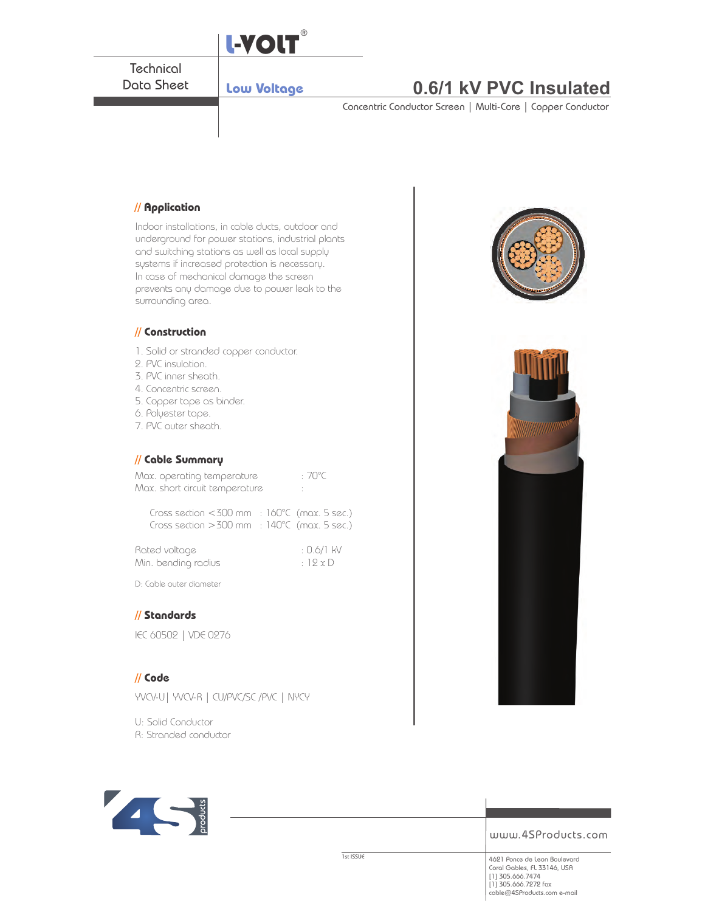L-VOLT®

Technical Data Sheet

Low Voltage

# 0.6/1 kV PVC Insulated

Concentric Conductor Screen | Multi-Core | Copper Conductor

## // Application

Indoor installations, in cable ducts, outdoor and underground for power stations, industrial plants and switching stations as well as local supply systems if increased protection is necessary. In case of mechanical damage the screen prevents any damage due to power leak to the surrounding area.

## // Construction

1. Solid or stranded copper conductor.
2. PVC insulation.
3. PVC inner sheath.
4. Concentric screen.
5. Copper tape as binder.
6. Polyester tape.
7. PVC outer sheath.

## // Cable Summary

Max. operating temperature : 70°C
Max. short circuit temperature :

Cross section <300 mm : 160°C (max. 5 sec.)
Cross section >300 mm : 140°C (max. 5 sec.)

Rated voltage : 0.6/1 kV
Min. bending radius : 12 x D

D: Cable outer diameter

## // Standards

IEC 60502 | VDE 0276

## // Code

YVCV-U| YVCV-R | CU/PVC/SC /PVC | NYCY

U: Solid Conductor
R: Stranded conductor

www.4SProducts.com

1st ISSUE

4621 Ponce de Leon Boulevard
Coral Gables, FL 33146, USA
[1] 305.666.7474
[1] 305.666.7272 fax
cable@4SProducts.com e-mail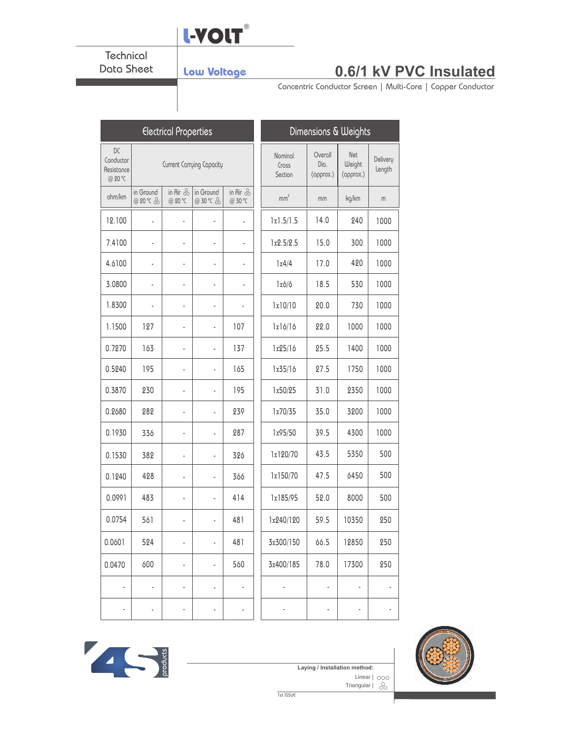L-VOLT®

Technical Data Sheet

**Low Voltage**

# 0.6/1 kV PVC Insulated

Concentric Conductor Screen | Multi-Core | Copper Conductor

| Electrical Properties | | | | | Dimensions & Weights | | | |
|---|---|---|---|---|---|---|---|---|
| DC Conductor Resistance @ 20 °C | Current Carrying Capacity | | | | Nominal Cross Section | Overall Dia. (approx.) | Net Weight (approx.) | Delivery Length |
| ohm/km | in Ground @ 20 °C (trefoil) | in Air (trefoil) @ 20 °C | in Ground @ 30 °C (trefoil) | in Air (trefoil) @ 30 °C | $mm^2$ | mm | kg/km | m |
| 12.100 | - | - | - | - | 1x1.5/1.5 | 14.0 | 240 | 1000 |
| 7.4100 | - | - | - | - | 1x2.5/2.5 | 15.0 | 300 | 1000 |
| 4.6100 | - | - | - | - | 1x4/4 | 17.0 | 420 | 1000 |
| 3.0800 | - | - | - | - | 1x6/6 | 18.5 | 530 | 1000 |
| 1.8300 | - | - | - | - | 1x10/10 | 20.0 | 730 | 1000 |
| 1.1500 | 127 | - | - | 107 | 1x16/16 | 22.0 | 1000 | 1000 |
| 0.7270 | 163 | - | - | 137 | 1x25/16 | 25.5 | 1400 | 1000 |
| 0.5240 | 195 | - | - | 165 | 1x35/16 | 27.5 | 1750 | 1000 |
| 0.3870 | 230 | - | - | 195 | 1x50/25 | 31.0 | 2350 | 1000 |
| 0.2680 | 282 | - | - | 239 | 1x70/35 | 35.0 | 3200 | 1000 |
| 0.1930 | 336 | - | - | 287 | 1x95/50 | 39.5 | 4300 | 1000 |
| 0.1530 | 382 | - | - | 326 | 1x120/70 | 43.5 | 5350 | 500 |
| 0.1240 | 428 | - | - | 366 | 1x150/70 | 47.5 | 6450 | 500 |
| 0.0991 | 483 | - | - | 414 | 1x185/95 | 52.0 | 8000 | 500 |
| 0.0754 | 561 | - | - | 481 | 1x240/120 | 59.5 | 10350 | 250 |
| 0.0601 | 524 | - | - | 481 | 3x300/150 | 66.5 | 12850 | 250 |
| 0.0470 | 600 | - | - | 560 | 3x400/185 | 78.0 | 17300 | 250 |
| - | - | - | - | - | - | - | - | - |
| - | - | - | - | - | - | - | - | - |

4S products

**Laying / Installation method:**

Linear | ○○○

Triangular | (trefoil)

1st ISSUE